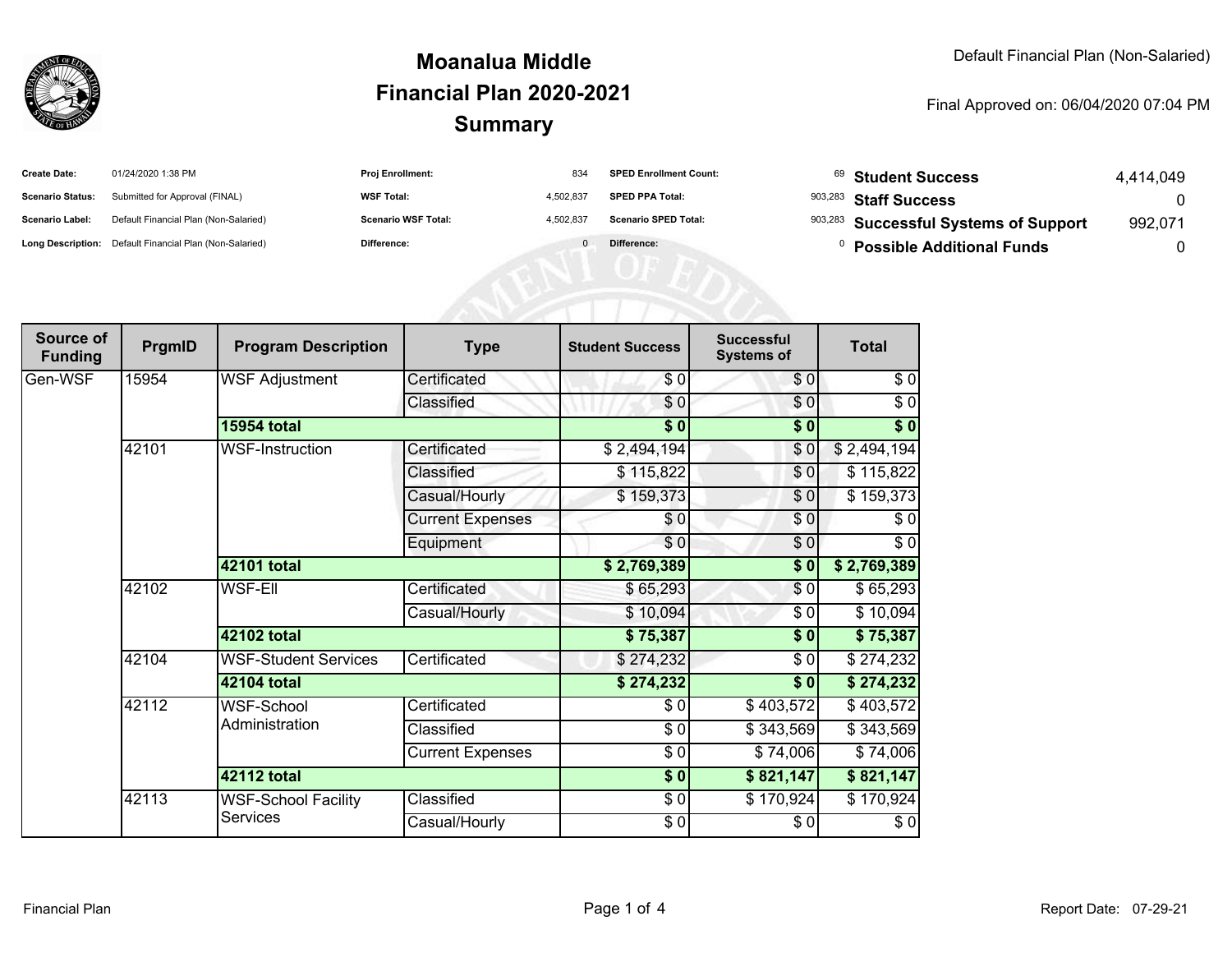# Moanalua Middle
## Financial Plan 2020-2021
## Summary

Default Financial Plan (Non-Salaried)

Final Approved on: 06/04/2020 07:04 PM

| | | | | | | | |
|---|---|---|---|---|---|---|---|
| **Create Date:** | 01/24/2020 1:38 PM | **Proj Enrollment:** | 834 | **SPED Enrollment Count:** | 69 | **Student Success** | 4,414,049 |
| **Scenario Status:** | Submitted for Approval (FINAL) | **WSF Total:** | 4,502,837 | **SPED PPA Total:** | 903,283 | **Staff Success** | 0 |
| **Scenario Label:** | Default Financial Plan (Non-Salaried) | **Scenario WSF Total:** | 4,502,837 | **Scenario SPED Total:** | 903,283 | **Successful Systems of Support** | 992,071 |
| **Long Description:** | Default Financial Plan (Non-Salaried) | **Difference:** | 0 | **Difference:** | 0 | **Possible Additional Funds** | 0 |

| Source of Funding | PrgmID | Program Description | Type | Student Success | Successful Systems of | Total |
|---|---|---|---|---|---|---|
| Gen-WSF | 15954 | WSF Adjustment | Certificated | $ 0 | $ 0 | $ 0 |
| | | | Classified | $ 0 | $ 0 | $ 0 |
| | | **15954 total** | | **$ 0** | **$ 0** | **$ 0** |
| | 42101 | WSF-Instruction | Certificated | $ 2,494,194 | $ 0 | $ 2,494,194 |
| | | | Classified | $ 115,822 | $ 0 | $ 115,822 |
| | | | Casual/Hourly | $ 159,373 | $ 0 | $ 159,373 |
| | | | Current Expenses | $ 0 | $ 0 | $ 0 |
| | | | Equipment | $ 0 | $ 0 | $ 0 |
| | | **42101 total** | | **$ 2,769,389** | **$ 0** | **$ 2,769,389** |
| | 42102 | WSF-Ell | Certificated | $ 65,293 | $ 0 | $ 65,293 |
| | | | Casual/Hourly | $ 10,094 | $ 0 | $ 10,094 |
| | | **42102 total** | | **$ 75,387** | **$ 0** | **$ 75,387** |
| | 42104 | WSF-Student Services | Certificated | $ 274,232 | $ 0 | $ 274,232 |
| | | **42104 total** | | **$ 274,232** | **$ 0** | **$ 274,232** |
| | 42112 | WSF-School Administration | Certificated | $ 0 | $ 403,572 | $ 403,572 |
| | | | Classified | $ 0 | $ 343,569 | $ 343,569 |
| | | | Current Expenses | $ 0 | $ 74,006 | $ 74,006 |
| | | **42112 total** | | **$ 0** | **$ 821,147** | **$ 821,147** |
| | 42113 | WSF-School Facility Services | Classified | $ 0 | $ 170,924 | $ 170,924 |
| | | | Casual/Hourly | $ 0 | $ 0 | $ 0 |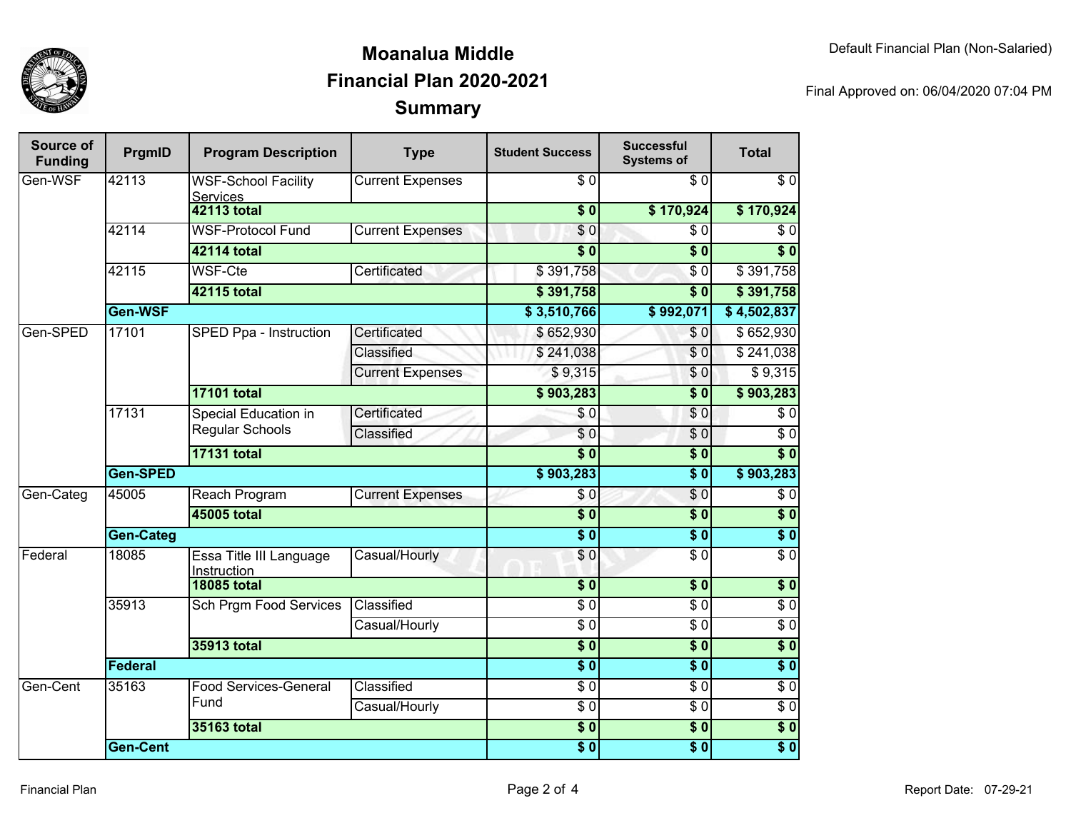# Moanalua Middle
## Financial Plan 2020-2021
## Summary

Default Financial Plan (Non-Salaried)

Final Approved on: 06/04/2020 07:04 PM

| Source of Funding | PrgmID | Program Description | Type | Student Success | Successful Systems of | Total |
|---|---|---|---|---|---|---|
| Gen-WSF | 42113 | WSF-School Facility Services | Current Expenses | $ 0 | $ 0 | $ 0 |
| | | **42113 total** | | **$ 0** | **$ 170,924** | **$ 170,924** |
| | 42114 | WSF-Protocol Fund | Current Expenses | $ 0 | $ 0 | $ 0 |
| | | **42114 total** | | **$ 0** | **$ 0** | **$ 0** |
| | 42115 | WSF-Cte | Certificated | $ 391,758 | $ 0 | $ 391,758 |
| | | **42115 total** | | **$ 391,758** | **$ 0** | **$ 391,758** |
| | **Gen-WSF** | | | **$ 3,510,766** | **$ 992,071** | **$ 4,502,837** |
| Gen-SPED | 17101 | SPED Ppa - Instruction | Certificated | $ 652,930 | $ 0 | $ 652,930 |
| | | | Classified | $ 241,038 | $ 0 | $ 241,038 |
| | | | Current Expenses | $ 9,315 | $ 0 | $ 9,315 |
| | | **17101 total** | | **$ 903,283** | **$ 0** | **$ 903,283** |
| | 17131 | Special Education in Regular Schools | Certificated | $ 0 | $ 0 | $ 0 |
| | | | Classified | $ 0 | $ 0 | $ 0 |
| | | **17131 total** | | **$ 0** | **$ 0** | **$ 0** |
| | **Gen-SPED** | | | **$ 903,283** | **$ 0** | **$ 903,283** |
| Gen-Categ | 45005 | Reach Program | Current Expenses | $ 0 | $ 0 | $ 0 |
| | | **45005 total** | | **$ 0** | **$ 0** | **$ 0** |
| | **Gen-Categ** | | | **$ 0** | **$ 0** | **$ 0** |
| Federal | 18085 | Essa Title III Language Instruction | Casual/Hourly | $ 0 | $ 0 | $ 0 |
| | | **18085 total** | | **$ 0** | **$ 0** | **$ 0** |
| | 35913 | Sch Prgm Food Services | Classified | $ 0 | $ 0 | $ 0 |
| | | | Casual/Hourly | $ 0 | $ 0 | $ 0 |
| | | **35913 total** | | **$ 0** | **$ 0** | **$ 0** |
| | **Federal** | | | **$ 0** | **$ 0** | **$ 0** |
| Gen-Cent | 35163 | Food Services-General Fund | Classified | $ 0 | $ 0 | $ 0 |
| | | | Casual/Hourly | $ 0 | $ 0 | $ 0 |
| | | **35163 total** | | **$ 0** | **$ 0** | **$ 0** |
| | **Gen-Cent** | | | **$ 0** | **$ 0** | **$ 0** |

Financial Plan

Report Date: 07-29-21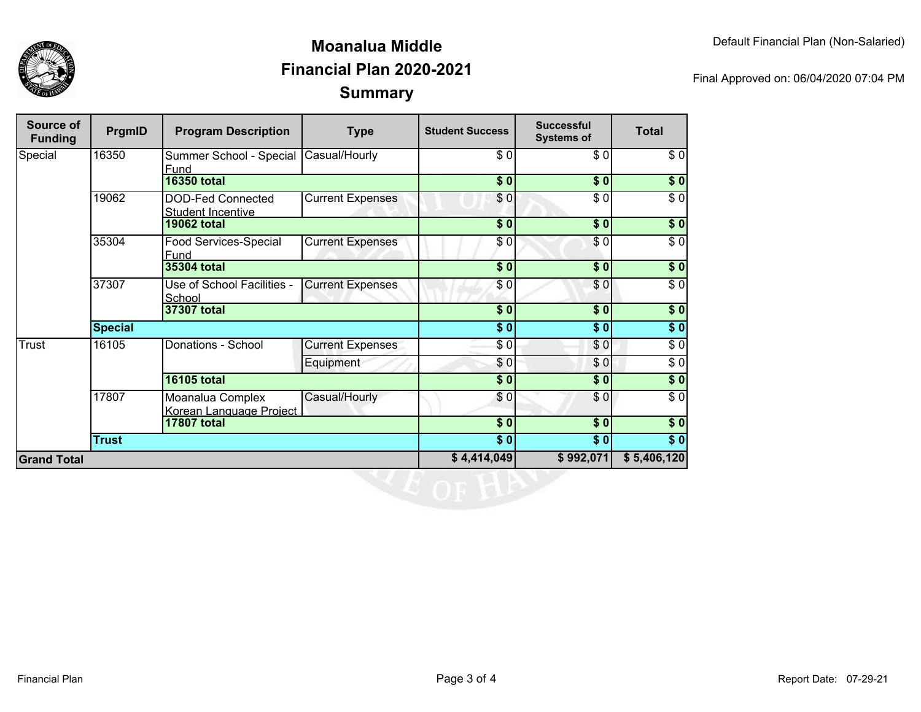# Moanalua Middle
## Financial Plan 2020-2021
## Summary

Default Financial Plan (Non-Salaried)

Final Approved on: 06/04/2020 07:04 PM

| Source of Funding | PrgmID | Program Description | Type | Student Success | Successful Systems of | Total |
|---|---|---|---|---|---|---|
| Special | 16350 | Summer School - Special Fund | Casual/Hourly | $ 0 | $ 0 | $ 0 |
| | | **16350 total** | | **$ 0** | **$ 0** | **$ 0** |
| | 19062 | DOD-Fed Connected Student Incentive | Current Expenses | $ 0 | $ 0 | $ 0 |
| | | **19062 total** | | **$ 0** | **$ 0** | **$ 0** |
| | 35304 | Food Services-Special Fund | Current Expenses | $ 0 | $ 0 | $ 0 |
| | | **35304 total** | | **$ 0** | **$ 0** | **$ 0** |
| | 37307 | Use of School Facilities - School | Current Expenses | $ 0 | $ 0 | $ 0 |
| | | **37307 total** | | **$ 0** | **$ 0** | **$ 0** |
| | **Special** | | | **$ 0** | **$ 0** | **$ 0** |
| Trust | 16105 | Donations - School | Current Expenses | $ 0 | $ 0 | $ 0 |
| | | | Equipment | $ 0 | $ 0 | $ 0 |
| | | **16105 total** | | **$ 0** | **$ 0** | **$ 0** |
| | 17807 | Moanalua Complex Korean Language Project | Casual/Hourly | $ 0 | $ 0 | $ 0 |
| | | **17807 total** | | **$ 0** | **$ 0** | **$ 0** |
| | **Trust** | | | **$ 0** | **$ 0** | **$ 0** |
| **Grand Total** | | | | **$ 4,414,049** | **$ 992,071** | **$ 5,406,120** |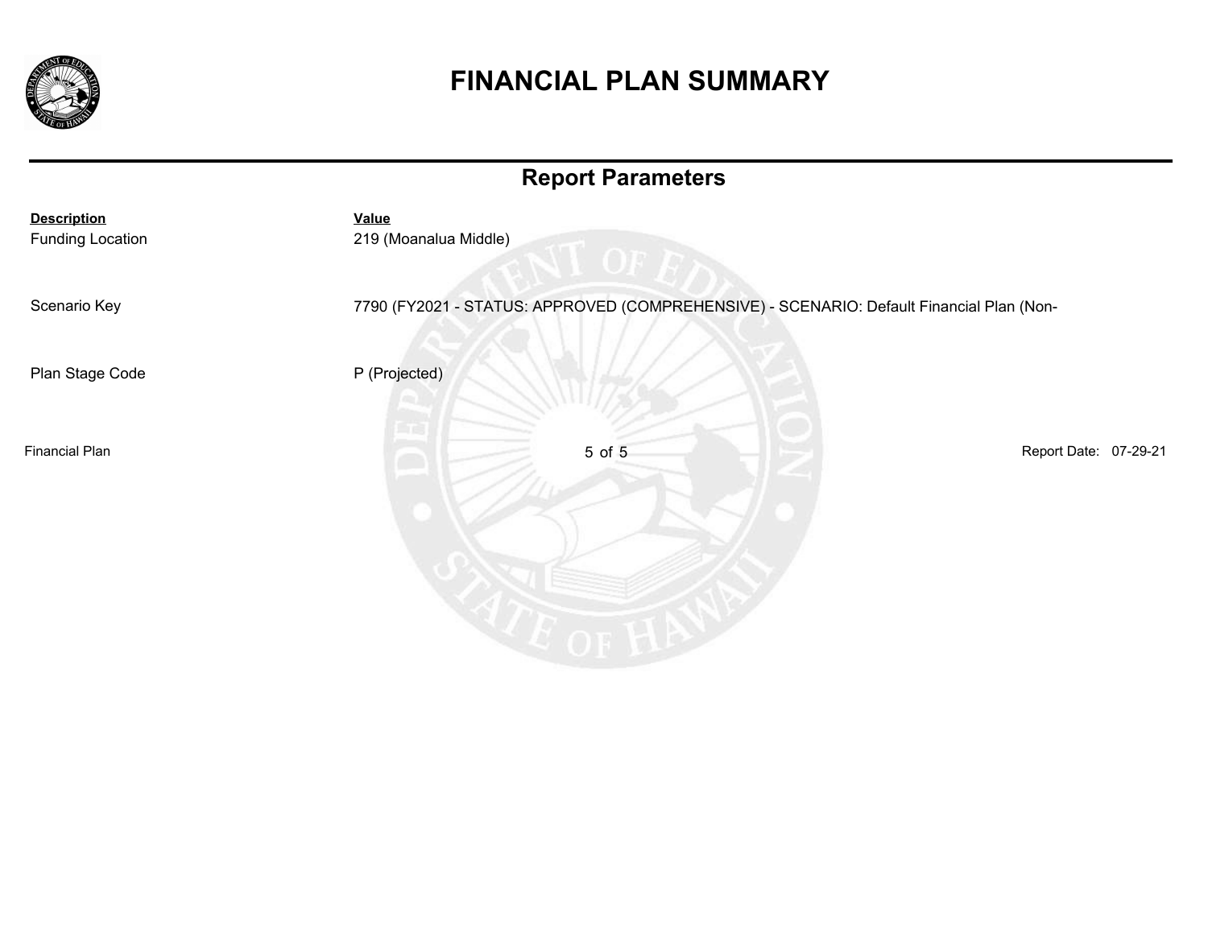# FINANCIAL PLAN SUMMARY

## Report Parameters

| Description | Value |
|---|---|
| Funding Location | 219 (Moanalua Middle) |
| Scenario Key | 7790 (FY2021 - STATUS: APPROVED (COMPREHENSIVE) - SCENARIO: Default Financial Plan (Non- |
| Plan Stage Code | P (Projected) |

Report Date: 07-29-21